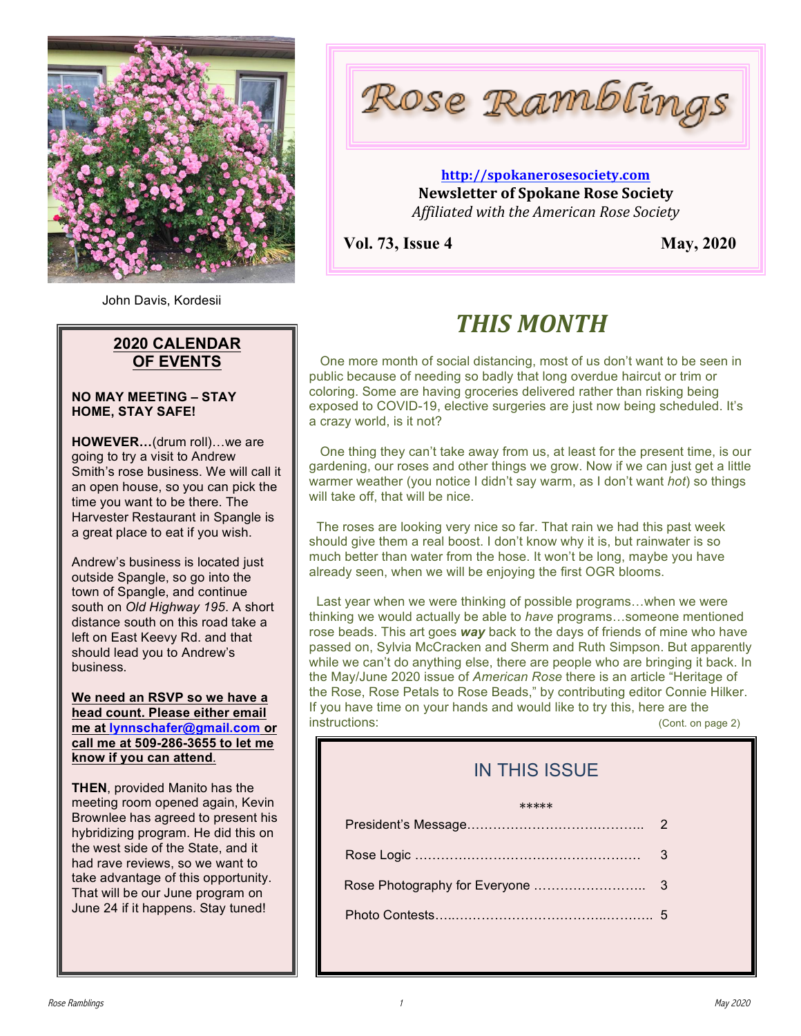# Rose Ramblings

**http://spokanerosesociety.com**

**Newsletter of Spokane Rose Society**

*Affiliated with the American Rose Society*

**Vol. 73, Issue 4** **May, 2020**

John Davis, Kordesii

## 2020 CALENDAR OF EVENTS

**NO MAY MEETING – STAY HOME, STAY SAFE!**

**HOWEVER…**(drum roll)…we are going to try a visit to Andrew Smith's rose business. We will call it an open house, so you can pick the time you want to be there. The Harvester Restaurant in Spangle is a great place to eat if you wish.

Andrew's business is located just outside Spangle, so go into the town of Spangle, and continue south on *Old Highway 195*. A short distance south on this road take a left on East Keevy Rd. and that should lead you to Andrew's business.

**We need an RSVP so we have a head count. Please either email me at lynnschafer@gmail.com or call me at 509-286-3655 to let me know if you can attend.**

**THEN**, provided Manito has the meeting room opened again, Kevin Brownlee has agreed to present his hybridizing program. He did this on the west side of the State, and it had rave reviews, so we want to take advantage of this opportunity. That will be our June program on June 24 if it happens. Stay tuned!

## THIS MONTH

One more month of social distancing, most of us don't want to be seen in public because of needing so badly that long overdue haircut or trim or coloring. Some are having groceries delivered rather than risking being exposed to COVID-19, elective surgeries are just now being scheduled. It's a crazy world, is it not?

One thing they can't take away from us, at least for the present time, is our gardening, our roses and other things we grow. Now if we can just get a little warmer weather (you notice I didn't say warm, as I don't want *hot*) so things will take off, that will be nice.

The roses are looking very nice so far. That rain we had this past week should give them a real boost. I don't know why it is, but rainwater is so much better than water from the hose. It won't be long, maybe you have already seen, when we will be enjoying the first OGR blooms.

Last year when we were thinking of possible programs…when we were thinking we would actually be able to *have* programs…someone mentioned rose beads. This art goes ***way*** back to the days of friends of mine who have passed on, Sylvia McCracken and Sherm and Ruth Simpson. But apparently while we can't do anything else, there are people who are bringing it back. In the May/June 2020 issue of *American Rose* there is an article "Heritage of the Rose, Rose Petals to Rose Beads," by contributing editor Connie Hilker. If you have time on your hands and would like to try this, here are the instructions: (Cont. on page 2)

## IN THIS ISSUE

*****

| | |
|---|---|
| President's Message | 2 |
| Rose Logic | 3 |
| Rose Photography for Everyone | 3 |
| Photo Contests | 5 |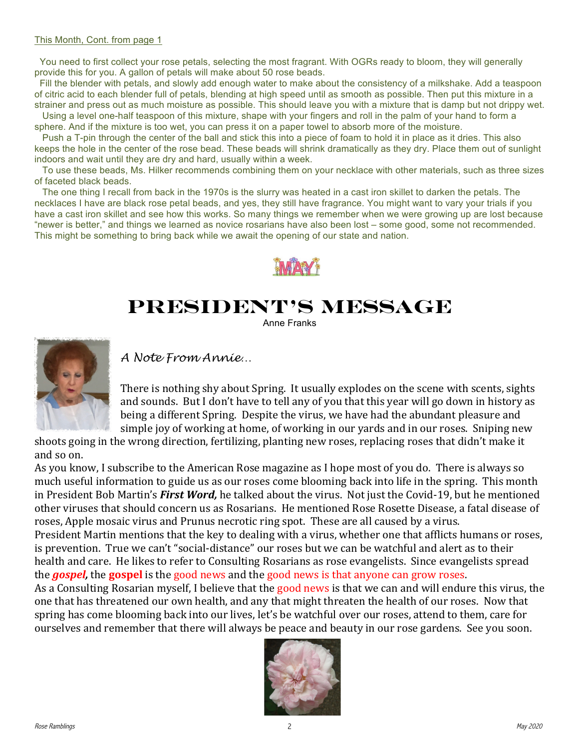This Month, Cont. from page 1

You need to first collect your rose petals, selecting the most fragrant. With OGRs ready to bloom, they will generally provide this for you. A gallon of petals will make about 50 rose beads.

Fill the blender with petals, and slowly add enough water to make about the consistency of a milkshake. Add a teaspoon of citric acid to each blender full of petals, blending at high speed until as smooth as possible. Then put this mixture in a strainer and press out as much moisture as possible. This should leave you with a mixture that is damp but not drippy wet.

Using a level one-half teaspoon of this mixture, shape with your fingers and roll in the palm of your hand to form a sphere. And if the mixture is too wet, you can press it on a paper towel to absorb more of the moisture.

Push a T-pin through the center of the ball and stick this into a piece of foam to hold it in place as it dries. This also keeps the hole in the center of the rose bead. These beads will shrink dramatically as they dry. Place them out of sunlight indoors and wait until they are dry and hard, usually within a week.

To use these beads, Ms. Hilker recommends combining them on your necklace with other materials, such as three sizes of faceted black beads.

The one thing I recall from back in the 1970s is the slurry was heated in a cast iron skillet to darken the petals. The necklaces I have are black rose petal beads, and yes, they still have fragrance. You might want to vary your trials if you have a cast iron skillet and see how this works. So many things we remember when we were growing up are lost because "newer is better," and things we learned as novice rosarians have also been lost – some good, some not recommended. This might be something to bring back while we await the opening of our state and nation.

# PRESIDENT'S MESSAGE

Anne Franks

*A Note From Annie…*

There is nothing shy about Spring. It usually explodes on the scene with scents, sights and sounds. But I don't have to tell any of you that this year will go down in history as being a different Spring. Despite the virus, we have had the abundant pleasure and simple joy of working at home, of working in our yards and in our roses. Sniping new shoots going in the wrong direction, fertilizing, planting new roses, replacing roses that didn't make it and so on.

As you know, I subscribe to the American Rose magazine as I hope most of you do. There is always so much useful information to guide us as our roses come blooming back into life in the spring. This month in President Bob Martin's ***First Word,*** he talked about the virus. Not just the Covid-19, but he mentioned other viruses that should concern us as Rosarians. He mentioned Rose Rosette Disease, a fatal disease of roses, Apple mosaic virus and Prunus necrotic ring spot. These are all caused by a virus.

President Martin mentions that the key to dealing with a virus, whether one that afflicts humans or roses, is prevention. True we can't "social-distance" our roses but we can be watchful and alert as to their health and care. He likes to refer to Consulting Rosarians as rose evangelists. Since evangelists spread the ***gospel,*** the **gospel** is the good news and the good news is that anyone can grow roses.

As a Consulting Rosarian myself, I believe that the good news is that we can and will endure this virus, the one that has threatened our own health, and any that might threaten the health of our roses. Now that spring has come blooming back into our lives, let's be watchful over our roses, attend to them, care for ourselves and remember that there will always be peace and beauty in our rose gardens. See you soon.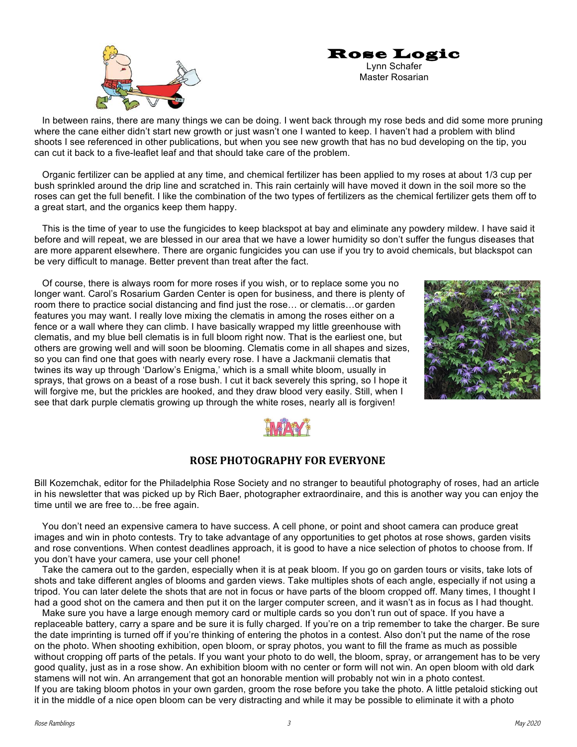# Rose Logic

Lynn Schafer
Master Rosarian

In between rains, there are many things we can be doing. I went back through my rose beds and did some more pruning where the cane either didn't start new growth or just wasn't one I wanted to keep. I haven't had a problem with blind shoots I see referenced in other publications, but when you see new growth that has no bud developing on the tip, you can cut it back to a five-leaflet leaf and that should take care of the problem.

Organic fertilizer can be applied at any time, and chemical fertilizer has been applied to my roses at about 1/3 cup per bush sprinkled around the drip line and scratched in. This rain certainly will have moved it down in the soil more so the roses can get the full benefit. I like the combination of the two types of fertilizers as the chemical fertilizer gets them off to a great start, and the organics keep them happy.

This is the time of year to use the fungicides to keep blackspot at bay and eliminate any powdery mildew. I have said it before and will repeat, we are blessed in our area that we have a lower humidity so don't suffer the fungus diseases that are more apparent elsewhere. There are organic fungicides you can use if you try to avoid chemicals, but blackspot can be very difficult to manage. Better prevent than treat after the fact.

Of course, there is always room for more roses if you wish, or to replace some you no longer want. Carol's Rosarium Garden Center is open for business, and there is plenty of room there to practice social distancing and find just the rose… or clematis…or garden features you may want. I really love mixing the clematis in among the roses either on a fence or a wall where they can climb. I have basically wrapped my little greenhouse with clematis, and my blue bell clematis is in full bloom right now. That is the earliest one, but others are growing well and will soon be blooming. Clematis come in all shapes and sizes, so you can find one that goes with nearly every rose. I have a Jackmanii clematis that twines its way up through 'Darlow's Enigma,' which is a small white bloom, usually in sprays, that grows on a beast of a rose bush. I cut it back severely this spring, so I hope it will forgive me, but the prickles are hooked, and they draw blood very easily. Still, when I see that dark purple clematis growing up through the white roses, nearly all is forgiven!

## ROSE PHOTOGRAPHY FOR EVERYONE

Bill Kozemchak, editor for the Philadelphia Rose Society and no stranger to beautiful photography of roses, had an article in his newsletter that was picked up by Rich Baer, photographer extraordinaire, and this is another way you can enjoy the time until we are free to…be free again.

You don't need an expensive camera to have success. A cell phone, or point and shoot camera can produce great images and win in photo contests. Try to take advantage of any opportunities to get photos at rose shows, garden visits and rose conventions. When contest deadlines approach, it is good to have a nice selection of photos to choose from. If you don't have your camera, use your cell phone!

Take the camera out to the garden, especially when it is at peak bloom. If you go on garden tours or visits, take lots of shots and take different angles of blooms and garden views. Take multiples shots of each angle, especially if not using a tripod. You can later delete the shots that are not in focus or have parts of the bloom cropped off. Many times, I thought I had a good shot on the camera and then put it on the larger computer screen, and it wasn't as in focus as I had thought.

Make sure you have a large enough memory card or multiple cards so you don't run out of space. If you have a replaceable battery, carry a spare and be sure it is fully charged. If you're on a trip remember to take the charger. Be sure the date imprinting is turned off if you're thinking of entering the photos in a contest. Also don't put the name of the rose on the photo. When shooting exhibition, open bloom, or spray photos, you want to fill the frame as much as possible without cropping off parts of the petals. If you want your photo to do well, the bloom, spray, or arrangement has to be very good quality, just as in a rose show. An exhibition bloom with no center or form will not win. An open bloom with old dark stamens will not win. An arrangement that got an honorable mention will probably not win in a photo contest.

If you are taking bloom photos in your own garden, groom the rose before you take the photo. A little petaloid sticking out it in the middle of a nice open bloom can be very distracting and while it may be possible to eliminate it with a photo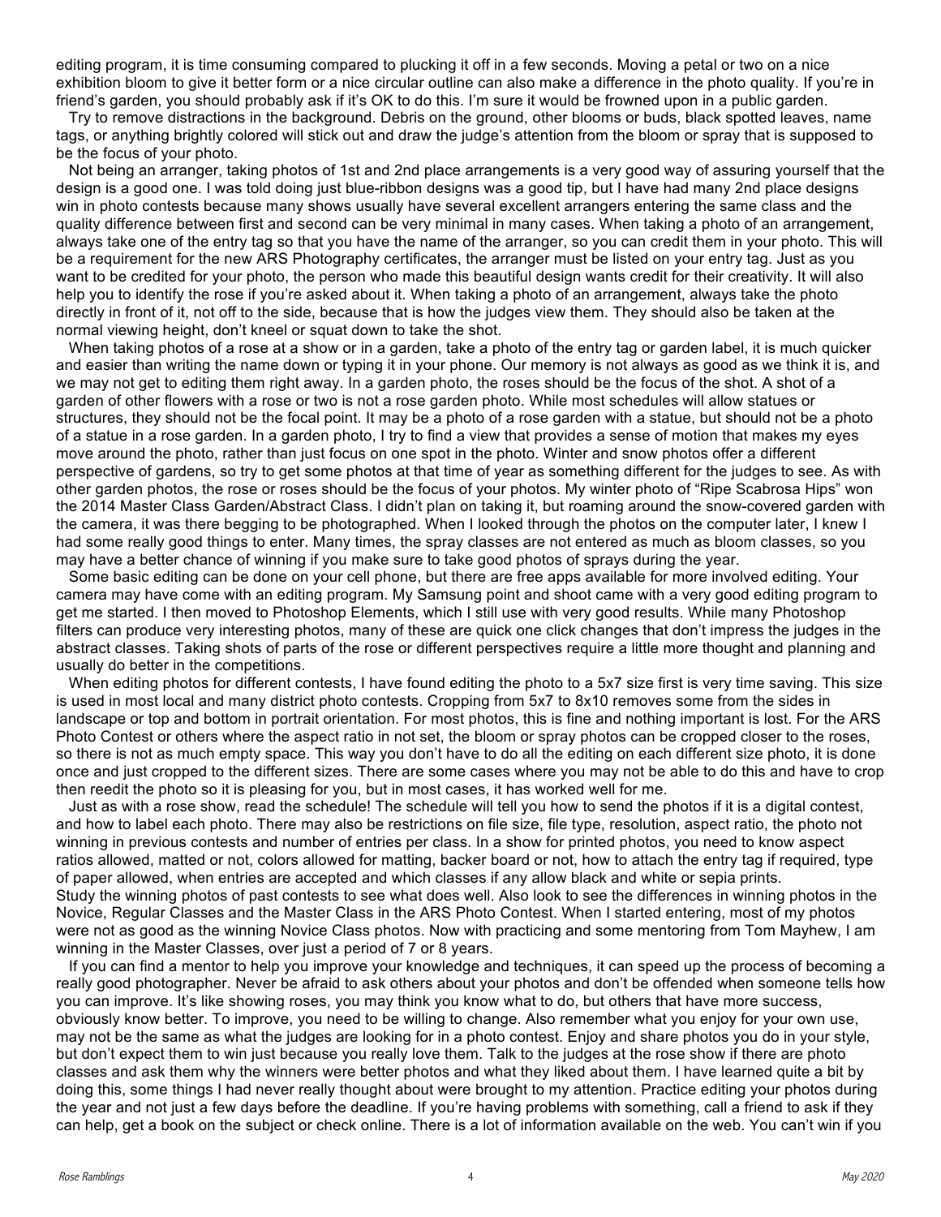editing program, it is time consuming compared to plucking it off in a few seconds. Moving a petal or two on a nice exhibition bloom to give it better form or a nice circular outline can also make a difference in the photo quality. If you're in friend's garden, you should probably ask if it's OK to do this. I'm sure it would be frowned upon in a public garden.

Try to remove distractions in the background. Debris on the ground, other blooms or buds, black spotted leaves, name tags, or anything brightly colored will stick out and draw the judge's attention from the bloom or spray that is supposed to be the focus of your photo.

Not being an arranger, taking photos of 1st and 2nd place arrangements is a very good way of assuring yourself that the design is a good one. I was told doing just blue-ribbon designs was a good tip, but I have had many 2nd place designs win in photo contests because many shows usually have several excellent arrangers entering the same class and the quality difference between first and second can be very minimal in many cases. When taking a photo of an arrangement, always take one of the entry tag so that you have the name of the arranger, so you can credit them in your photo. This will be a requirement for the new ARS Photography certificates, the arranger must be listed on your entry tag. Just as you want to be credited for your photo, the person who made this beautiful design wants credit for their creativity. It will also help you to identify the rose if you're asked about it. When taking a photo of an arrangement, always take the photo directly in front of it, not off to the side, because that is how the judges view them. They should also be taken at the normal viewing height, don't kneel or squat down to take the shot.

When taking photos of a rose at a show or in a garden, take a photo of the entry tag or garden label, it is much quicker and easier than writing the name down or typing it in your phone. Our memory is not always as good as we think it is, and we may not get to editing them right away. In a garden photo, the roses should be the focus of the shot. A shot of a garden of other flowers with a rose or two is not a rose garden photo. While most schedules will allow statues or structures, they should not be the focal point. It may be a photo of a rose garden with a statue, but should not be a photo of a statue in a rose garden. In a garden photo, I try to find a view that provides a sense of motion that makes my eyes move around the photo, rather than just focus on one spot in the photo. Winter and snow photos offer a different perspective of gardens, so try to get some photos at that time of year as something different for the judges to see. As with other garden photos, the rose or roses should be the focus of your photos. My winter photo of "Ripe Scabrosa Hips" won the 2014 Master Class Garden/Abstract Class. I didn't plan on taking it, but roaming around the snow-covered garden with the camera, it was there begging to be photographed. When I looked through the photos on the computer later, I knew I had some really good things to enter. Many times, the spray classes are not entered as much as bloom classes, so you may have a better chance of winning if you make sure to take good photos of sprays during the year.

Some basic editing can be done on your cell phone, but there are free apps available for more involved editing. Your camera may have come with an editing program. My Samsung point and shoot came with a very good editing program to get me started. I then moved to Photoshop Elements, which I still use with very good results. While many Photoshop filters can produce very interesting photos, many of these are quick one click changes that don't impress the judges in the abstract classes. Taking shots of parts of the rose or different perspectives require a little more thought and planning and usually do better in the competitions.

When editing photos for different contests, I have found editing the photo to a 5x7 size first is very time saving. This size is used in most local and many district photo contests. Cropping from 5x7 to 8x10 removes some from the sides in landscape or top and bottom in portrait orientation. For most photos, this is fine and nothing important is lost. For the ARS Photo Contest or others where the aspect ratio in not set, the bloom or spray photos can be cropped closer to the roses, so there is not as much empty space. This way you don't have to do all the editing on each different size photo, it is done once and just cropped to the different sizes. There are some cases where you may not be able to do this and have to crop then reedit the photo so it is pleasing for you, but in most cases, it has worked well for me.

Just as with a rose show, read the schedule! The schedule will tell you how to send the photos if it is a digital contest, and how to label each photo. There may also be restrictions on file size, file type, resolution, aspect ratio, the photo not winning in previous contests and number of entries per class. In a show for printed photos, you need to know aspect ratios allowed, matted or not, colors allowed for matting, backer board or not, how to attach the entry tag if required, type of paper allowed, when entries are accepted and which classes if any allow black and white or sepia prints.

Study the winning photos of past contests to see what does well. Also look to see the differences in winning photos in the Novice, Regular Classes and the Master Class in the ARS Photo Contest. When I started entering, most of my photos were not as good as the winning Novice Class photos. Now with practicing and some mentoring from Tom Mayhew, I am winning in the Master Classes, over just a period of 7 or 8 years.

If you can find a mentor to help you improve your knowledge and techniques, it can speed up the process of becoming a really good photographer. Never be afraid to ask others about your photos and don't be offended when someone tells how you can improve. It's like showing roses, you may think you know what to do, but others that have more success, obviously know better. To improve, you need to be willing to change. Also remember what you enjoy for your own use, may not be the same as what the judges are looking for in a photo contest. Enjoy and share photos you do in your style, but don't expect them to win just because you really love them. Talk to the judges at the rose show if there are photo classes and ask them why the winners were better photos and what they liked about them. I have learned quite a bit by doing this, some things I had never really thought about were brought to my attention. Practice editing your photos during the year and not just a few days before the deadline. If you're having problems with something, call a friend to ask if they can help, get a book on the subject or check online. There is a lot of information available on the web. You can't win if you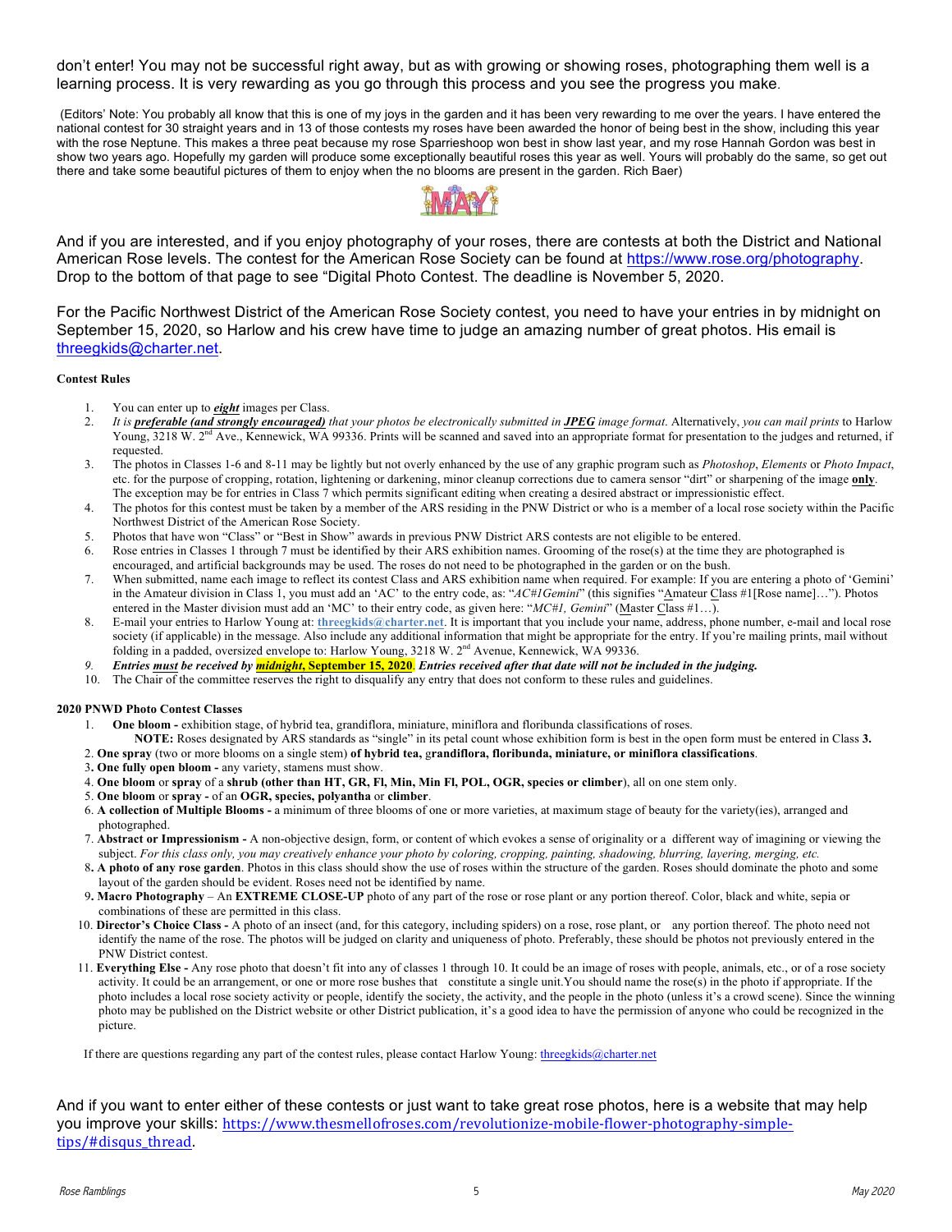don't enter! You may not be successful right away, but as with growing or showing roses, photographing them well is a learning process. It is very rewarding as you go through this process and you see the progress you make.

(Editors' Note: You probably all know that this is one of my joys in the garden and it has been very rewarding to me over the years. I have entered the national contest for 30 straight years and in 13 of those contests my roses have been awarded the honor of being best in the show, including this year with the rose Neptune. This makes a three peat because my rose Sparrieshoop won best in show last year, and my rose Hannah Gordon was best in show two years ago. Hopefully my garden will produce some exceptionally beautiful roses this year as well. Yours will probably do the same, so get out there and take some beautiful pictures of them to enjoy when the no blooms are present in the garden. Rich Baer)

MAY

And if you are interested, and if you enjoy photography of your roses, there are contests at both the District and National American Rose levels. The contest for the American Rose Society can be found at https://www.rose.org/photography. Drop to the bottom of that page to see "Digital Photo Contest. The deadline is November 5, 2020.

For the Pacific Northwest District of the American Rose Society contest, you need to have your entries in by midnight on September 15, 2020, so Harlow and his crew have time to judge an amazing number of great photos. His email is threegkids@charter.net.

**Contest Rules**

1. You can enter up to ***eight*** images per Class.
2. *It is **preferable (and strongly encouraged)** that your photos be electronically submitted in **JPEG** image format*. Alternatively, *you can mail prints* to Harlow Young, 3218 W. 2[nd] Ave., Kennewick, WA 99336. Prints will be scanned and saved into an appropriate format for presentation to the judges and returned, if requested.
3. The photos in Classes 1-6 and 8-11 may be lightly but not overly enhanced by the use of any graphic program such as *Photoshop*, *Elements* or *Photo Impact*, etc. for the purpose of cropping, rotation, lightening or darkening, minor cleanup corrections due to camera sensor "dirt" or sharpening of the image **only**. The exception may be for entries in Class 7 which permits significant editing when creating a desired abstract or impressionistic effect.
4. The photos for this contest must be taken by a member of the ARS residing in the PNW District or who is a member of a local rose society within the Pacific Northwest District of the American Rose Society.
5. Photos that have won "Class" or "Best in Show" awards in previous PNW District ARS contests are not eligible to be entered.
6. Rose entries in Classes 1 through 7 must be identified by their ARS exhibition names. Grooming of the rose(s) at the time they are photographed is encouraged, and artificial backgrounds may be used. The roses do not need to be photographed in the garden or on the bush.
7. When submitted, name each image to reflect its contest Class and ARS exhibition name when required. For example: If you are entering a photo of 'Gemini' in the Amateur division in Class 1, you must add an 'AC' to the entry code, as: "*AC#1Gemini*" (this signifies "Amateur Class #1[Rose name]…"). Photos entered in the Master division must add an 'MC' to their entry code, as given here: "*MC#1, Gemini*" (Master Class #1…).
8. E-mail your entries to Harlow Young at: **threegkids@charter.net**. It is important that you include your name, address, phone number, e-mail and local rose society (if applicable) in the message. Also include any additional information that might be appropriate for the entry. If you're mailing prints, mail without folding in a padded, oversized envelope to: Harlow Young, 3218 W. 2[nd] Avenue, Kennewick, WA 99336.
9. ***Entries must be received by midnight, September 15, 2020. Entries received after that date will not be included in the judging.***
10. The Chair of the committee reserves the right to disqualify any entry that does not conform to these rules and guidelines.

**2020 PNWD Photo Contest Classes**

1. **One bloom -** exhibition stage, of hybrid tea, grandiflora, miniature, miniflora and floribunda classifications of roses.
   **NOTE:** Roses designated by ARS standards as "single" in its petal count whose exhibition form is best in the open form must be entered in Class **3.**
2. **One spray** (two or more blooms on a single stem) **of hybrid tea, grandiflora, floribunda, miniature, or miniflora classifications**.
3. **One fully open bloom -** any variety, stamens must show.
4. **One bloom** or **spray** of a **shrub (other than HT, GR, Fl, Min, Min Fl, POL, OGR, species or climber**), all on one stem only.
5. **One bloom** or **spray -** of an **OGR, species, polyantha** or **climber**.
6. **A collection of Multiple Blooms -** a minimum of three blooms of one or more varieties, at maximum stage of beauty for the variety(ies), arranged and photographed.
7. **Abstract or Impressionism -** A non-objective design, form, or content of which evokes a sense of originality or a different way of imagining or viewing the subject. *For this class only, you may creatively enhance your photo by coloring, cropping, painting, shadowing, blurring, layering, merging, etc.*
8. **A photo of any rose garden**. Photos in this class should show the use of roses within the structure of the garden. Roses should dominate the photo and some layout of the garden should be evident. Roses need not be identified by name.
9. **Macro Photography** – An **EXTREME CLOSE-UP** photo of any part of the rose or rose plant or any portion thereof. Color, black and white, sepia or combinations of these are permitted in this class.
10. **Director's Choice Class -** A photo of an insect (and, for this category, including spiders) on a rose, rose plant, or any portion thereof. The photo need not identify the name of the rose. The photos will be judged on clarity and uniqueness of photo. Preferably, these should be photos not previously entered in the PNW District contest.
11. **Everything Else -** Any rose photo that doesn't fit into any of classes 1 through 10. It could be an image of roses with people, animals, etc., or of a rose society activity. It could be an arrangement, or one or more rose bushes that constitute a single unit.You should name the rose(s) in the photo if appropriate. If the photo includes a local rose society activity or people, identify the society, the activity, and the people in the photo (unless it's a crowd scene). Since the winning photo may be published on the District website or other District publication, it's a good idea to have the permission of anyone who could be recognized in the picture.

If there are questions regarding any part of the contest rules, please contact Harlow Young: threegkids@charter.net

And if you want to enter either of these contests or just want to take great rose photos, here is a website that may help you improve your skills: https://www.thesmellofroses.com/revolutionize-mobile-flower-photography-simple-tips/#disqus_thread.